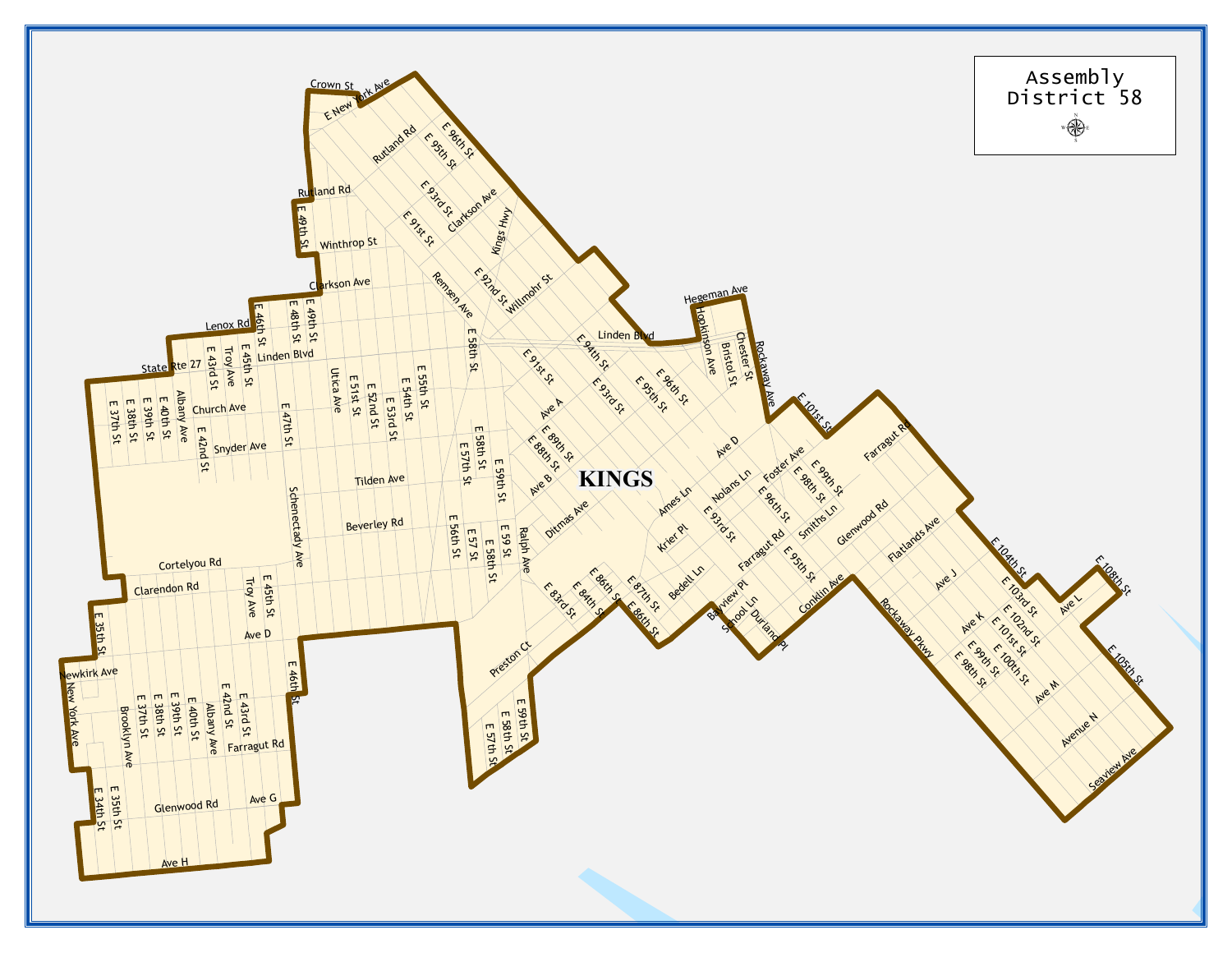# Assembly District 58

KINGS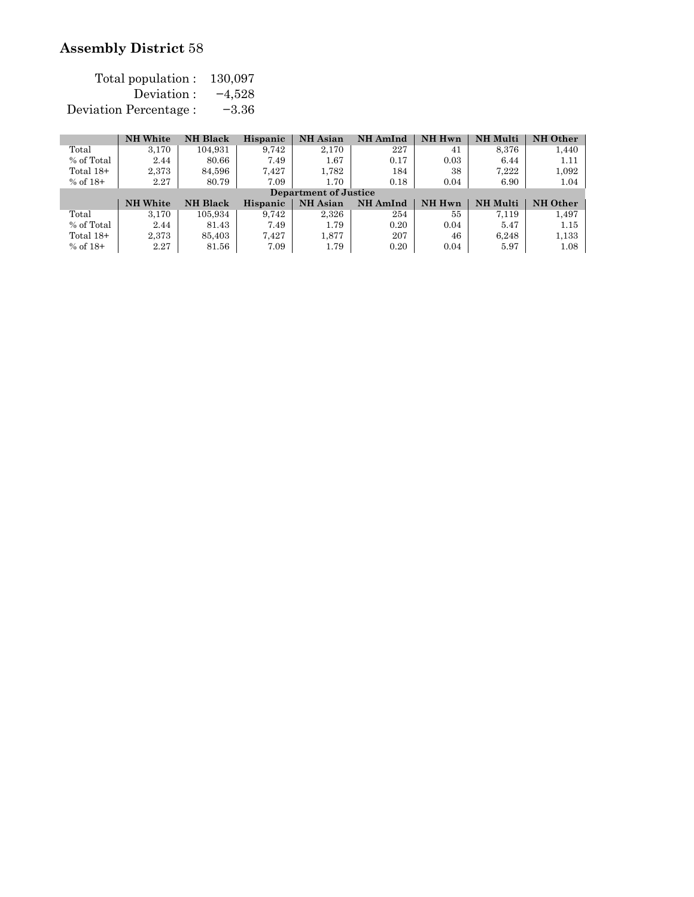## **Assembly District** 58

| | |
|---|---|
| Total population : | 130,097 |
| Deviation : | −4,528 |
| Deviation Percentage : | −3.36 |

| | NH White | NH Black | Hispanic | NH Asian | NH AmInd | NH Hwn | NH Multi | NH Other |
|---|---|---|---|---|---|---|---|---|
| Total | 3,170 | 104,931 | 9,742 | 2,170 | 227 | 41 | 8,376 | 1,440 |
| % of Total | 2.44 | 80.66 | 7.49 | 1.67 | 0.17 | 0.03 | 6.44 | 1.11 |
| Total 18+ | 2,373 | 84,596 | 7,427 | 1,782 | 184 | 38 | 7,222 | 1,092 |
| % of 18+ | 2.27 | 80.79 | 7.09 | 1.70 | 0.18 | 0.04 | 6.90 | 1.04 |
| **Department of Justice** | | | | | | | | |
| | **NH White** | **NH Black** | **Hispanic** | **NH Asian** | **NH AmInd** | **NH Hwn** | **NH Multi** | **NH Other** |
| Total | 3,170 | 105,934 | 9,742 | 2,326 | 254 | 55 | 7,119 | 1,497 |
| % of Total | 2.44 | 81.43 | 7.49 | 1.79 | 0.20 | 0.04 | 5.47 | 1.15 |
| Total 18+ | 2,373 | 85,403 | 7,427 | 1,877 | 207 | 46 | 6,248 | 1,133 |
| % of 18+ | 2.27 | 81.56 | 7.09 | 1.79 | 0.20 | 0.04 | 5.97 | 1.08 |